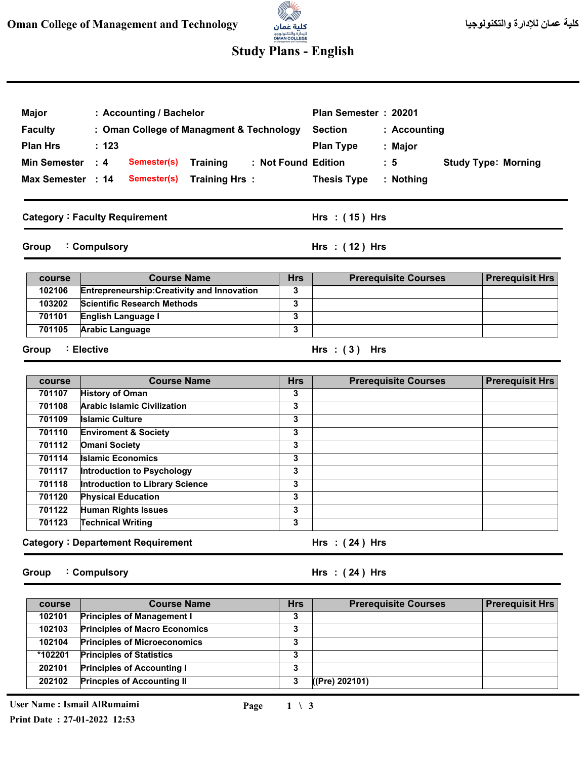Oman College of Management and Technology

كلية عمان للإدارة والتكنولوجيا

# Study Plans - English

| | | | | | |
|---|---|---|---|---|---|
| Major | : Accounting / Bachelor | | Plan Semester | : 20201 | |
| Faculty | : Oman College of Managment & Technology | | Section | : Accounting | |
| Plan Hrs | : 123 | | Plan Type | : Major | |
| Min Semester | : 4 Semester(s) | Training : Not Found | Edition | : 5 | Study Type: Morning |
| Max Semester | : 14 Semester(s) | Training Hrs : | Thesis Type | : Nothing | |

## Category : Faculty Requirement — Hrs : ( 15 ) Hrs

### Group : Compulsory — Hrs : ( 12 ) Hrs

| course | Course Name | Hrs | Prerequisite Courses | Prerequisit Hrs |
|---|---|---|---|---|
| 102106 | Entrepreneurship:Creativity and Innovation | 3 | | |
| 103202 | Scientific Research Methods | 3 | | |
| 701101 | English Language I | 3 | | |
| 701105 | Arabic Language | 3 | | |

### Group : Elective — Hrs : ( 3 ) Hrs

| course | Course Name | Hrs | Prerequisite Courses | Prerequisit Hrs |
|---|---|---|---|---|
| 701107 | History of Oman | 3 | | |
| 701108 | Arabic Islamic Civilization | 3 | | |
| 701109 | Islamic Culture | 3 | | |
| 701110 | Enviroment & Society | 3 | | |
| 701112 | Omani Society | 3 | | |
| 701114 | Islamic Economics | 3 | | |
| 701117 | Introduction to Psychology | 3 | | |
| 701118 | Introduction to Library Science | 3 | | |
| 701120 | Physical Education | 3 | | |
| 701122 | Human Rights Issues | 3 | | |
| 701123 | Technical Writing | 3 | | |

## Category : Departement Requirement — Hrs : ( 24 ) Hrs

### Group : Compulsory — Hrs : ( 24 ) Hrs

| course | Course Name | Hrs | Prerequisite Courses | Prerequisit Hrs |
|---|---|---|---|---|
| 102101 | Principles of Management I | 3 | | |
| 102103 | Principles of Macro Economics | 3 | | |
| 102104 | Principles of Microeconomics | 3 | | |
| *102201 | Principles of Statistics | 3 | | |
| 202101 | Principles of Accounting I | 3 | | |
| 202102 | Princples of Accounting II | 3 | ((Pre) 202101) | |

User Name : Ismail AlRumaimi

Print Date : 27-01-2022 12:53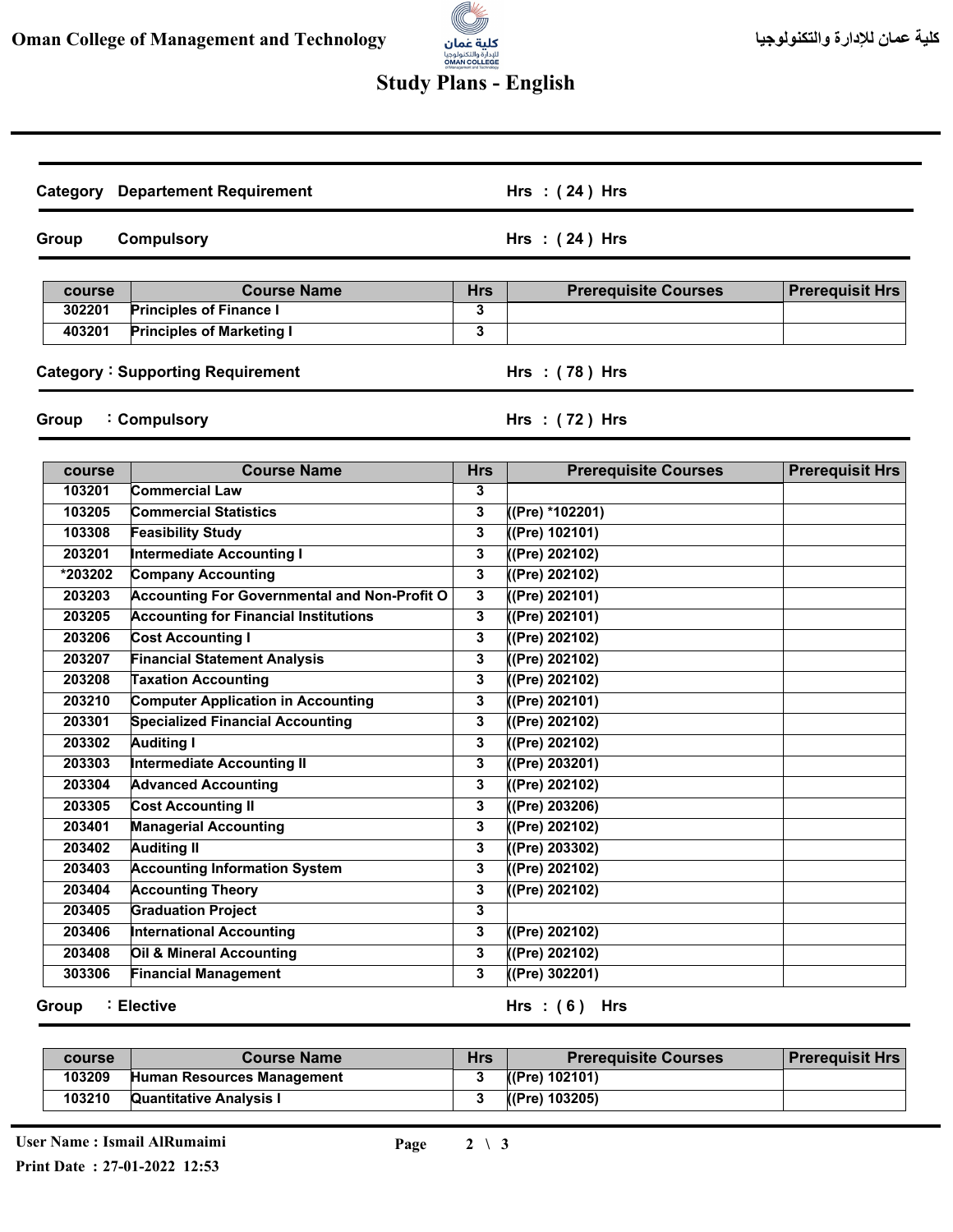**Category** Departement Requirement — Hrs : ( 24 ) Hrs

**Group** Compulsory — Hrs : ( 24 ) Hrs

| course | Course Name | Hrs | Prerequisite Courses | Prerequisit Hrs |
|---|---|---|---|---|
| 302201 | Principles of Finance I | 3 | | |
| 403201 | Principles of Marketing I | 3 | | |

**Category** : Supporting Requirement — Hrs : ( 78 ) Hrs

**Group** : Compulsory — Hrs : ( 72 ) Hrs

| course | Course Name | Hrs | Prerequisite Courses | Prerequisit Hrs |
|---|---|---|---|---|
| 103201 | Commercial Law | 3 | | |
| 103205 | Commercial Statistics | 3 | ((Pre) *102201) | |
| 103308 | Feasibility Study | 3 | ((Pre) 102101) | |
| 203201 | Intermediate Accounting I | 3 | ((Pre) 202102) | |
| *203202 | Company Accounting | 3 | ((Pre) 202102) | |
| 203203 | Accounting For Governmental and Non-Profit O | 3 | ((Pre) 202101) | |
| 203205 | Accounting for Financial Institutions | 3 | ((Pre) 202101) | |
| 203206 | Cost Accounting I | 3 | ((Pre) 202102) | |
| 203207 | Financial Statement Analysis | 3 | ((Pre) 202102) | |
| 203208 | Taxation Accounting | 3 | ((Pre) 202102) | |
| 203210 | Computer Application in Accounting | 3 | ((Pre) 202101) | |
| 203301 | Specialized Financial Accounting | 3 | ((Pre) 202102) | |
| 203302 | Auditing I | 3 | ((Pre) 202102) | |
| 203303 | Intermediate Accounting II | 3 | ((Pre) 203201) | |
| 203304 | Advanced Accounting | 3 | ((Pre) 202102) | |
| 203305 | Cost Accounting II | 3 | ((Pre) 203206) | |
| 203401 | Managerial Accounting | 3 | ((Pre) 202102) | |
| 203402 | Auditing II | 3 | ((Pre) 203302) | |
| 203403 | Accounting Information System | 3 | ((Pre) 202102) | |
| 203404 | Accounting Theory | 3 | ((Pre) 202102) | |
| 203405 | Graduation Project | 3 | | |
| 203406 | International Accounting | 3 | ((Pre) 202102) | |
| 203408 | Oil & Mineral Accounting | 3 | ((Pre) 202102) | |
| 303306 | Financial Management | 3 | ((Pre) 302201) | |

**Group** : Elective — Hrs : ( 6 ) Hrs

| course | Course Name | Hrs | Prerequisite Courses | Prerequisit Hrs |
|---|---|---|---|---|
| 103209 | Human Resources Management | 3 | ((Pre) 102101) | |
| 103210 | Quantitative Analysis I | 3 | ((Pre) 103205) | |

User Name : Ismail AlRumaimi

Print Date : 27-01-2022 12:53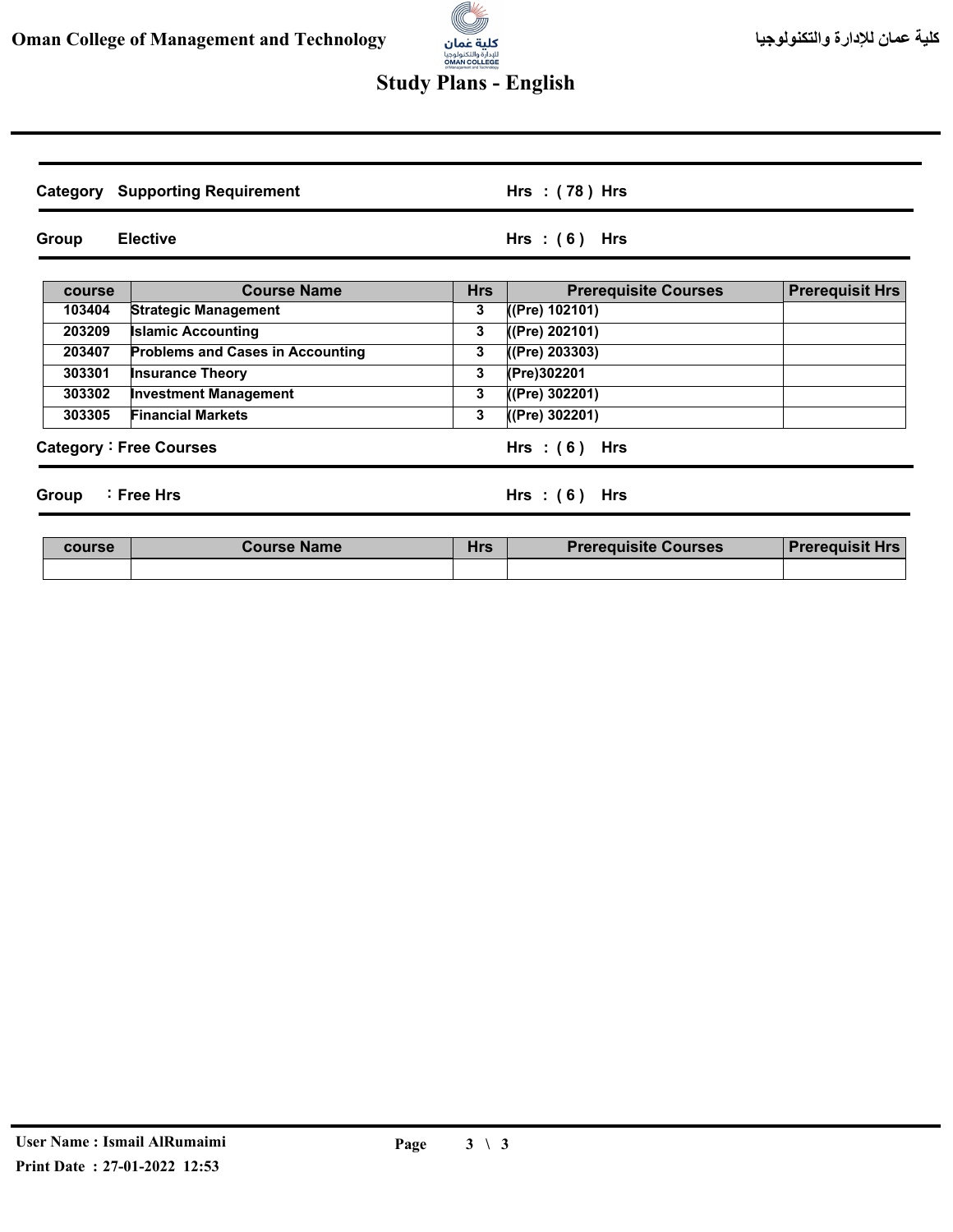**Category** **Supporting Requirement** **Hrs : ( 78 ) Hrs**

**Group** **Elective** **Hrs : ( 6 ) Hrs**

| course | Course Name | Hrs | Prerequisite Courses | Prerequisit Hrs |
|---|---|---|---|---|
| 103404 | Strategic Management | 3 | ((Pre) 102101) | |
| 203209 | Islamic Accounting | 3 | ((Pre) 202101) | |
| 203407 | Problems and Cases in Accounting | 3 | ((Pre) 203303) | |
| 303301 | Insurance Theory | 3 | (Pre)302201 | |
| 303302 | Investment Management | 3 | ((Pre) 302201) | |
| 303305 | Financial Markets | 3 | ((Pre) 302201) | |

**Category : Free Courses** **Hrs : ( 6 ) Hrs**

**Group : Free Hrs** **Hrs : ( 6 ) Hrs**

| course | Course Name | Hrs | Prerequisite Courses | Prerequisit Hrs |
|---|---|---|---|---|
| | | | | |

**User Name : Ismail AlRumaimi**

**Print Date : 27-01-2022 12:53**